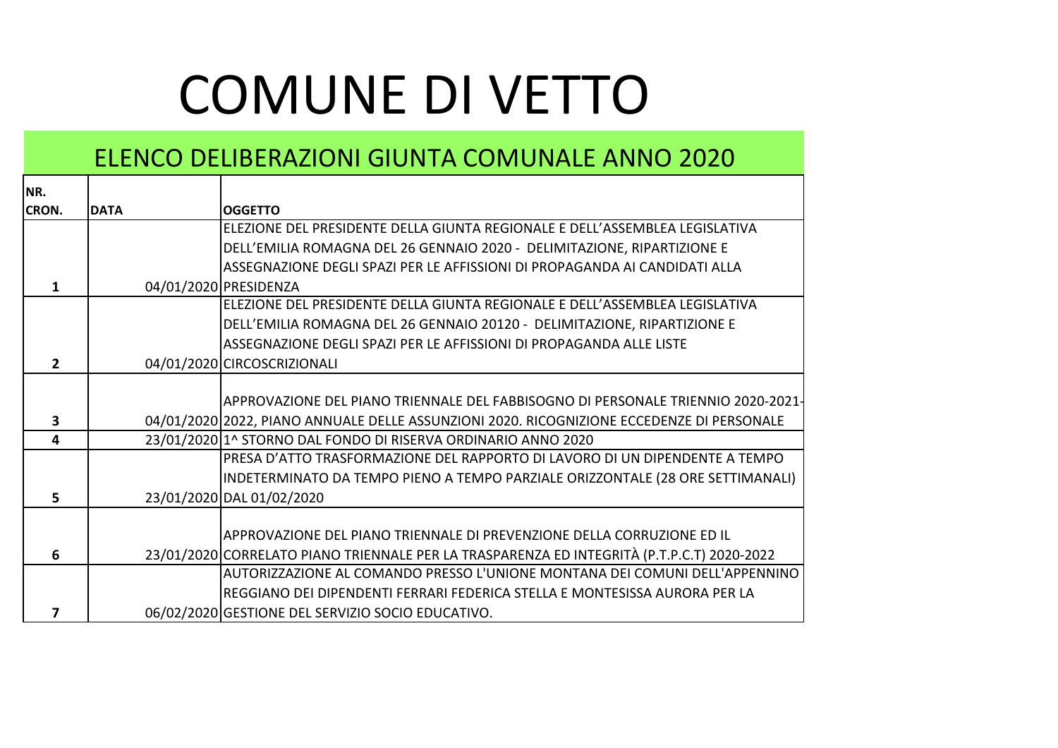# COMUNE DI VETTO

## ELENCO DELIBERAZIONI GIUNTA COMUNALE ANNO 2020

| NR. CRON. | DATA | OGGETTO |
|---|---|---|
| 1 | 04/01/2020 | ELEZIONE DEL PRESIDENTE DELLA GIUNTA REGIONALE E DELL'ASSEMBLEA LEGISLATIVA DELL'EMILIA ROMAGNA DEL 26 GENNAIO 2020 - DELIMITAZIONE, RIPARTIZIONE E ASSEGNAZIONE DEGLI SPAZI PER LE AFFISSIONI DI PROPAGANDA AI CANDIDATI ALLA PRESIDENZA |
| 2 | 04/01/2020 | ELEZIONE DEL PRESIDENTE DELLA GIUNTA REGIONALE E DELL'ASSEMBLEA LEGISLATIVA DELL'EMILIA ROMAGNA DEL 26 GENNAIO 20120 - DELIMITAZIONE, RIPARTIZIONE E ASSEGNAZIONE DEGLI SPAZI PER LE AFFISSIONI DI PROPAGANDA ALLE LISTE CIRCOSCRIZIONALI |
| 3 | 04/01/2020 | APPROVAZIONE DEL PIANO TRIENNALE DEL FABBISOGNO DI PERSONALE TRIENNIO 2020-2021-2022, PIANO ANNUALE DELLE ASSUNZIONI 2020. RICOGNIZIONE ECCEDENZE DI PERSONALE |
| 4 | 23/01/2020 | 1^ STORNO DAL FONDO DI RISERVA ORDINARIO ANNO 2020 |
| 5 | 23/01/2020 | PRESA D'ATTO TRASFORMAZIONE DEL RAPPORTO DI LAVORO DI UN DIPENDENTE A TEMPO INDETERMINATO DA TEMPO PIENO A TEMPO PARZIALE ORIZZONTALE (28 ORE SETTIMANALI) DAL 01/02/2020 |
| 6 | 23/01/2020 | APPROVAZIONE DEL PIANO TRIENNALE DI PREVENZIONE DELLA CORRUZIONE ED IL CORRELATO PIANO TRIENNALE PER LA TRASPARENZA ED INTEGRITÀ (P.T.P.C.T) 2020-2022 |
| 7 | 06/02/2020 | AUTORIZZAZIONE AL COMANDO PRESSO L'UNIONE MONTANA DEI COMUNI DELL'APPENNINO REGGIANO DEI DIPENDENTI FERRARI FEDERICA STELLA E MONTESISSA AURORA PER LA GESTIONE DEL SERVIZIO SOCIO EDUCATIVO. |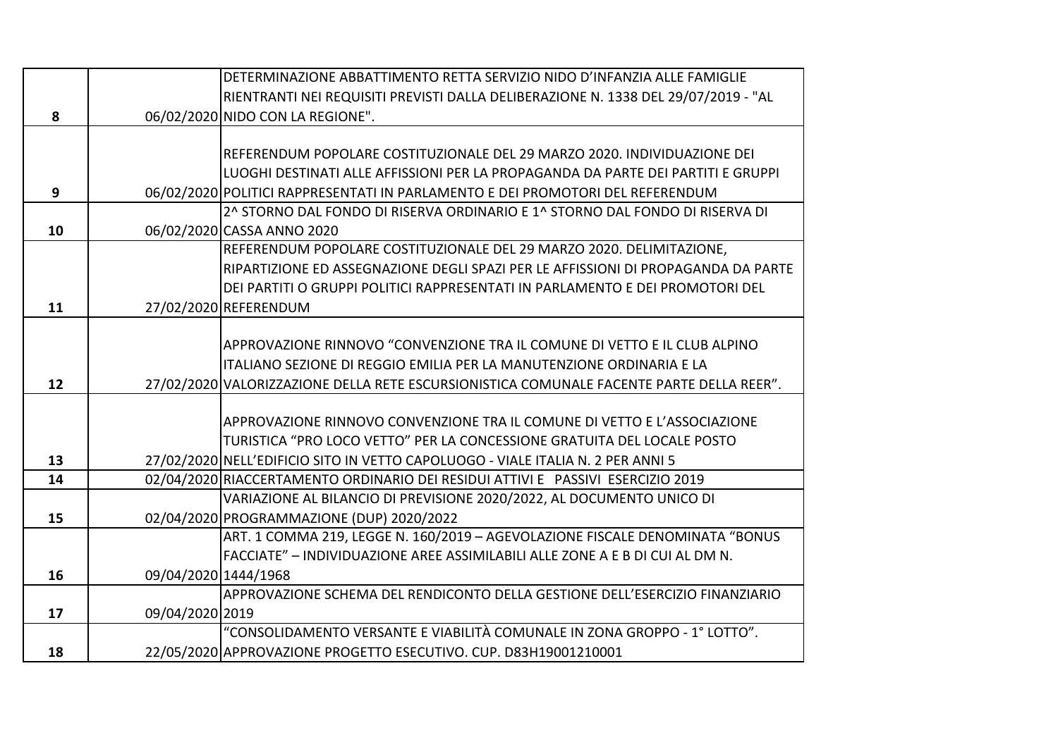| | | |
|---|---|---|
| **8** | 06/02/2020 | DETERMINAZIONE ABBATTIMENTO RETTA SERVIZIO NIDO D'INFANZIA ALLE FAMIGLIE RIENTRANTI NEI REQUISITI PREVISTI DALLA DELIBERAZIONE N. 1338 DEL 29/07/2019 - "AL NIDO CON LA REGIONE". |
| **9** | 06/02/2020 | REFERENDUM POPOLARE COSTITUZIONALE DEL 29 MARZO 2020. INDIVIDUAZIONE DEI LUOGHI DESTINATI ALLE AFFISSIONI PER LA PROPAGANDA DA PARTE DEI PARTITI E GRUPPI POLITICI RAPPRESENTATI IN PARLAMENTO E DEI PROMOTORI DEL REFERENDUM |
| **10** | 06/02/2020 | 2^ STORNO DAL FONDO DI RISERVA ORDINARIO E 1^ STORNO DAL FONDO DI RISERVA DI CASSA ANNO 2020 |
| **11** | 27/02/2020 | REFERENDUM POPOLARE COSTITUZIONALE DEL 29 MARZO 2020. DELIMITAZIONE, RIPARTIZIONE ED ASSEGNAZIONE DEGLI SPAZI PER LE AFFISSIONI DI PROPAGANDA DA PARTE DEI PARTITI O GRUPPI POLITICI RAPPRESENTATI IN PARLAMENTO E DEI PROMOTORI DEL REFERENDUM |
| **12** | 27/02/2020 | APPROVAZIONE RINNOVO "CONVENZIONE TRA IL COMUNE DI VETTO E IL CLUB ALPINO ITALIANO SEZIONE DI REGGIO EMILIA PER LA MANUTENZIONE ORDINARIA E LA VALORIZZAZIONE DELLA RETE ESCURSIONISTICA COMUNALE FACENTE PARTE DELLA REER". |
| **13** | 27/02/2020 | APPROVAZIONE RINNOVO CONVENZIONE TRA IL COMUNE DI VETTO E L'ASSOCIAZIONE TURISTICA "PRO LOCO VETTO" PER LA CONCESSIONE GRATUITA DEL LOCALE POSTO NELL'EDIFICIO SITO IN VETTO CAPOLUOGO - VIALE ITALIA N. 2 PER ANNI 5 |
| **14** | 02/04/2020 | RIACCERTAMENTO ORDINARIO DEI RESIDUI ATTIVI E PASSIVI ESERCIZIO 2019 |
| **15** | 02/04/2020 | VARIAZIONE AL BILANCIO DI PREVISIONE 2020/2022, AL DOCUMENTO UNICO DI PROGRAMMAZIONE (DUP) 2020/2022 |
| **16** | 09/04/2020 | ART. 1 COMMA 219, LEGGE N. 160/2019 – AGEVOLAZIONE FISCALE DENOMINATA "BONUS FACCIATE" – INDIVIDUAZIONE AREE ASSIMILABILI ALLE ZONE A E B DI CUI AL DM N. 1444/1968 |
| **17** | 09/04/2020 | APPROVAZIONE SCHEMA DEL RENDICONTO DELLA GESTIONE DELL'ESERCIZIO FINANZIARIO 2019 |
| **18** | 22/05/2020 | "CONSOLIDAMENTO VERSANTE E VIABILITÀ COMUNALE IN ZONA GROPPO - 1° LOTTO". APPROVAZIONE PROGETTO ESECUTIVO. CUP. D83H19001210001 |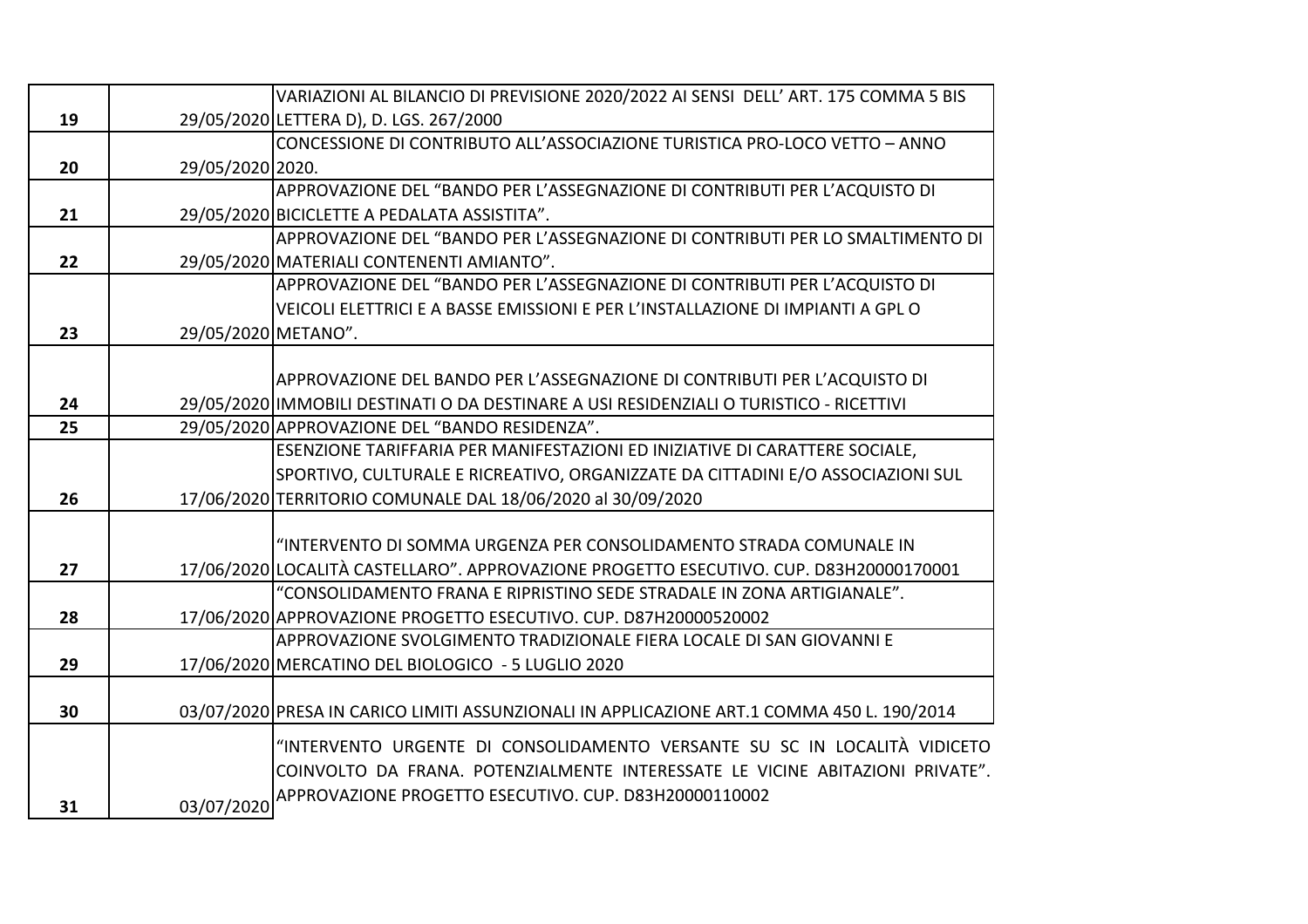| | | |
|---|---|---|
| 19 | 29/05/2020 | VARIAZIONI AL BILANCIO DI PREVISIONE 2020/2022 AI SENSI DELL' ART. 175 COMMA 5 BIS LETTERA D), D. LGS. 267/2000 |
| 20 | 29/05/2020 | CONCESSIONE DI CONTRIBUTO ALL'ASSOCIAZIONE TURISTICA PRO-LOCO VETTO – ANNO 2020. |
| 21 | 29/05/2020 | APPROVAZIONE DEL "BANDO PER L'ASSEGNAZIONE DI CONTRIBUTI PER L'ACQUISTO DI BICICLETTE A PEDALATA ASSISTITA". |
| 22 | 29/05/2020 | APPROVAZIONE DEL "BANDO PER L'ASSEGNAZIONE DI CONTRIBUTI PER LO SMALTIMENTO DI MATERIALI CONTENENTI AMIANTO". |
| 23 | 29/05/2020 | APPROVAZIONE DEL "BANDO PER L'ASSEGNAZIONE DI CONTRIBUTI PER L'ACQUISTO DI VEICOLI ELETTRICI E A BASSE EMISSIONI E PER L'INSTALLAZIONE DI IMPIANTI A GPL O METANO". |
| 24 | 29/05/2020 | APPROVAZIONE DEL BANDO PER L'ASSEGNAZIONE DI CONTRIBUTI PER L'ACQUISTO DI IMMOBILI DESTINATI O DA DESTINARE A USI RESIDENZIALI O TURISTICO - RICETTIVI |
| 25 | 29/05/2020 | APPROVAZIONE DEL "BANDO RESIDENZA". |
| 26 | 17/06/2020 | ESENZIONE TARIFFARIA PER MANIFESTAZIONI ED INIZIATIVE DI CARATTERE SOCIALE, SPORTIVO, CULTURALE E RICREATIVO, ORGANIZZATE DA CITTADINI E/O ASSOCIAZIONI SUL TERRITORIO COMUNALE DAL 18/06/2020 al 30/09/2020 |
| 27 | 17/06/2020 | "INTERVENTO DI SOMMA URGENZA PER CONSOLIDAMENTO STRADA COMUNALE IN LOCALITÀ CASTELLARO". APPROVAZIONE PROGETTO ESECUTIVO. CUP. D83H20000170001 |
| 28 | 17/06/2020 | "CONSOLIDAMENTO FRANA E RIPRISTINO SEDE STRADALE IN ZONA ARTIGIANALE". APPROVAZIONE PROGETTO ESECUTIVO. CUP. D87H20000520002 |
| 29 | 17/06/2020 | APPROVAZIONE SVOLGIMENTO TRADIZIONALE FIERA LOCALE DI SAN GIOVANNI E MERCATINO DEL BIOLOGICO - 5 LUGLIO 2020 |
| 30 | 03/07/2020 | PRESA IN CARICO LIMITI ASSUNZIONALI IN APPLICAZIONE ART.1 COMMA 450 L. 190/2014 |
| 31 | 03/07/2020 | "INTERVENTO URGENTE DI CONSOLIDAMENTO VERSANTE SU SC IN LOCALITÀ VIDICETO COINVOLTO DA FRANA. POTENZIALMENTE INTERESSATE LE VICINE ABITAZIONI PRIVATE". APPROVAZIONE PROGETTO ESECUTIVO. CUP. D83H20000110002 |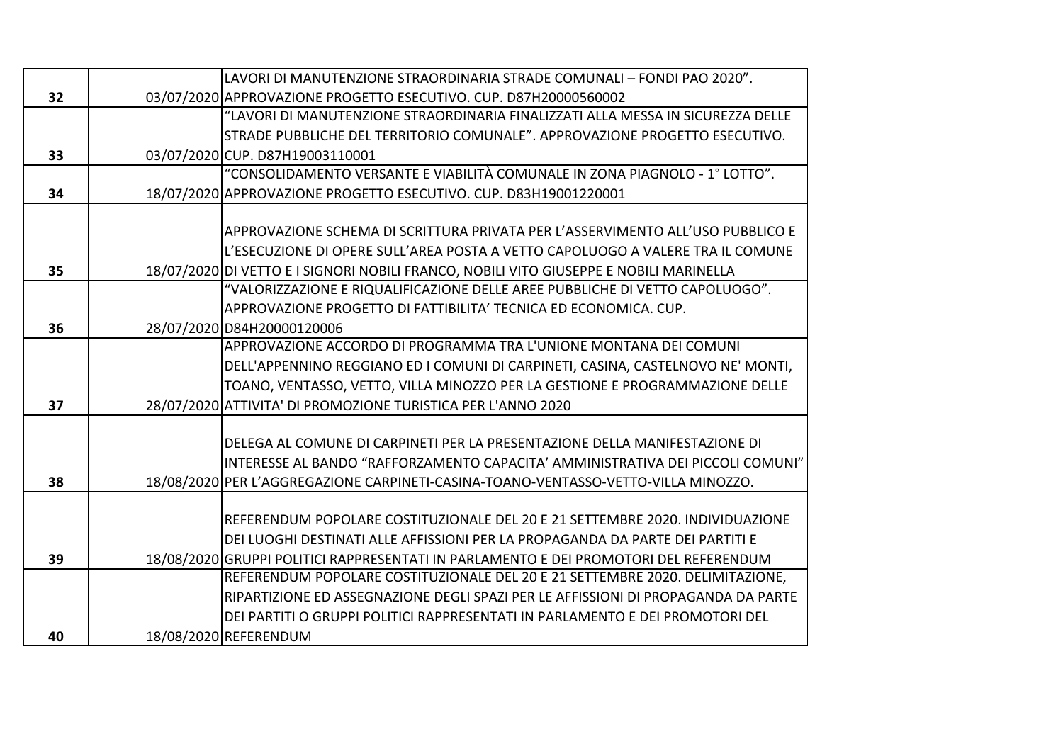| | | |
|---|---|---|
| 32 | 03/07/2020 | LAVORI DI MANUTENZIONE STRAORDINARIA STRADE COMUNALI – FONDI PAO 2020". APPROVAZIONE PROGETTO ESECUTIVO. CUP. D87H20000560002 |
| 33 | 03/07/2020 | "LAVORI DI MANUTENZIONE STRAORDINARIA FINALIZZATI ALLA MESSA IN SICUREZZA DELLE STRADE PUBBLICHE DEL TERRITORIO COMUNALE". APPROVAZIONE PROGETTO ESECUTIVO. CUP. D87H19003110001 |
| 34 | 18/07/2020 | "CONSOLIDAMENTO VERSANTE E VIABILITÀ COMUNALE IN ZONA PIAGNOLO - 1° LOTTO". APPROVAZIONE PROGETTO ESECUTIVO. CUP. D83H19001220001 |
| 35 | 18/07/2020 | APPROVAZIONE SCHEMA DI SCRITTURA PRIVATA PER L'ASSERVIMENTO ALL'USO PUBBLICO E L'ESECUZIONE DI OPERE SULL'AREA POSTA A VETTO CAPOLUOGO A VALERE TRA IL COMUNE DI VETTO E I SIGNORI NOBILI FRANCO, NOBILI VITO GIUSEPPE E NOBILI MARINELLA |
| 36 | 28/07/2020 | "VALORIZZAZIONE E RIQUALIFICAZIONE DELLE AREE PUBBLICHE DI VETTO CAPOLUOGO". APPROVAZIONE PROGETTO DI FATTIBILITA' TECNICA ED ECONOMICA. CUP. D84H20000120006 |
| 37 | 28/07/2020 | APPROVAZIONE ACCORDO DI PROGRAMMA TRA L'UNIONE MONTANA DEI COMUNI DELL'APPENNINO REGGIANO ED I COMUNI DI CARPINETI, CASINA, CASTELNOVO NE' MONTI, TOANO, VENTASSO, VETTO, VILLA MINOZZO PER LA GESTIONE E PROGRAMMAZIONE DELLE ATTIVITA' DI PROMOZIONE TURISTICA PER L'ANNO 2020 |
| 38 | 18/08/2020 | DELEGA AL COMUNE DI CARPINETI PER LA PRESENTAZIONE DELLA MANIFESTAZIONE DI INTERESSE AL BANDO "RAFFORZAMENTO CAPACITA' AMMINISTRATIVA DEI PICCOLI COMUNI" PER L'AGGREGAZIONE CARPINETI-CASINA-TOANO-VENTASSO-VETTO-VILLA MINOZZO. |
| 39 | 18/08/2020 | REFERENDUM POPOLARE COSTITUZIONALE DEL 20 E 21 SETTEMBRE 2020. INDIVIDUAZIONE DEI LUOGHI DESTINATI ALLE AFFISSIONI PER LA PROPAGANDA DA PARTE DEI PARTITI E GRUPPI POLITICI RAPPRESENTATI IN PARLAMENTO E DEI PROMOTORI DEL REFERENDUM |
| 40 | 18/08/2020 | REFERENDUM POPOLARE COSTITUZIONALE DEL 20 E 21 SETTEMBRE 2020. DELIMITAZIONE, RIPARTIZIONE ED ASSEGNAZIONE DEGLI SPAZI PER LE AFFISSIONI DI PROPAGANDA DA PARTE DEI PARTITI O GRUPPI POLITICI RAPPRESENTATI IN PARLAMENTO E DEI PROMOTORI DEL REFERENDUM |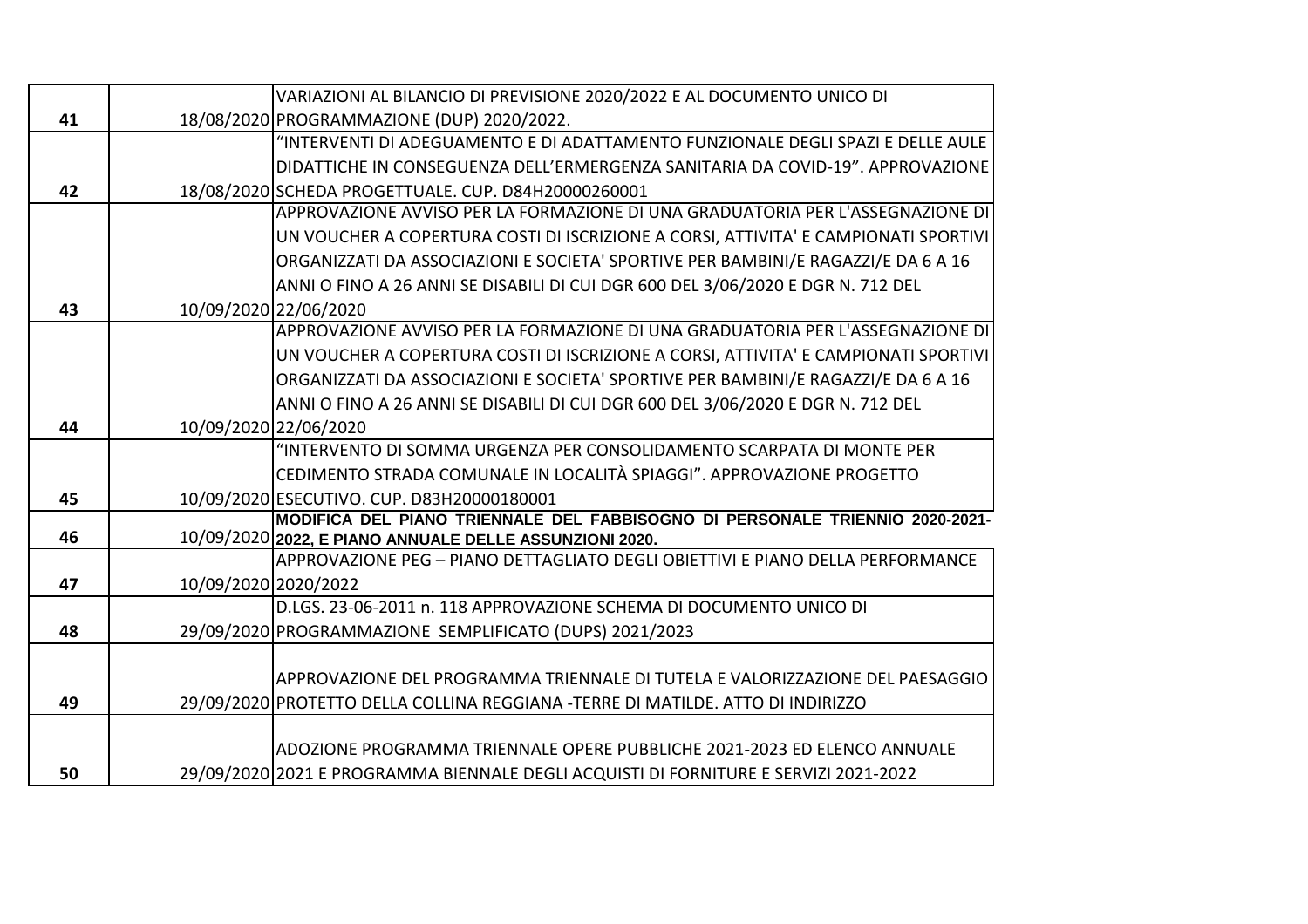| | | |
|---|---|---|
| **41** | 18/08/2020 | VARIAZIONI AL BILANCIO DI PREVISIONE 2020/2022 E AL DOCUMENTO UNICO DI PROGRAMMAZIONE (DUP) 2020/2022. |
| **42** | 18/08/2020 | “INTERVENTI DI ADEGUAMENTO E DI ADATTAMENTO FUNZIONALE DEGLI SPAZI E DELLE AULE DIDATTICHE IN CONSEGUENZA DELL’ERMERGENZA SANITARIA DA COVID-19”. APPROVAZIONE SCHEDA PROGETTUALE. CUP. D84H20000260001 |
| **43** | 10/09/2020 | APPROVAZIONE AVVISO PER LA FORMAZIONE DI UNA GRADUATORIA PER L'ASSEGNAZIONE DI UN VOUCHER A COPERTURA COSTI DI ISCRIZIONE A CORSI, ATTIVITA' E CAMPIONATI SPORTIVI ORGANIZZATI DA ASSOCIAZIONI E SOCIETA' SPORTIVE PER BAMBINI/E RAGAZZI/E DA 6 A 16 ANNI O FINO A 26 ANNI SE DISABILI DI CUI DGR 600 DEL 3/06/2020 E DGR N. 712 DEL 22/06/2020 |
| **44** | 10/09/2020 | APPROVAZIONE AVVISO PER LA FORMAZIONE DI UNA GRADUATORIA PER L'ASSEGNAZIONE DI UN VOUCHER A COPERTURA COSTI DI ISCRIZIONE A CORSI, ATTIVITA' E CAMPIONATI SPORTIVI ORGANIZZATI DA ASSOCIAZIONI E SOCIETA' SPORTIVE PER BAMBINI/E RAGAZZI/E DA 6 A 16 ANNI O FINO A 26 ANNI SE DISABILI DI CUI DGR 600 DEL 3/06/2020 E DGR N. 712 DEL 22/06/2020 |
| **45** | 10/09/2020 | “INTERVENTO DI SOMMA URGENZA PER CONSOLIDAMENTO SCARPATA DI MONTE PER CEDIMENTO STRADA COMUNALE IN LOCALITÀ SPIAGGI”. APPROVAZIONE PROGETTO ESECUTIVO. CUP. D83H20000180001 |
| **46** | 10/09/2020 | **MODIFICA DEL PIANO TRIENNALE DEL FABBISOGNO DI PERSONALE TRIENNIO 2020-2021-2022, E PIANO ANNUALE DELLE ASSUNZIONI 2020.** |
| **47** | 10/09/2020 | APPROVAZIONE PEG – PIANO DETTAGLIATO DEGLI OBIETTIVI E PIANO DELLA PERFORMANCE 2020/2022 |
| **48** | 29/09/2020 | D.LGS. 23-06-2011 n. 118 APPROVAZIONE SCHEMA DI DOCUMENTO UNICO DI PROGRAMMAZIONE SEMPLIFICATO (DUPS) 2021/2023 |
| **49** | 29/09/2020 | APPROVAZIONE DEL PROGRAMMA TRIENNALE DI TUTELA E VALORIZZAZIONE DEL PAESAGGIO PROTETTO DELLA COLLINA REGGIANA -TERRE DI MATILDE. ATTO DI INDIRIZZO |
| **50** | 29/09/2020 | ADOZIONE PROGRAMMA TRIENNALE OPERE PUBBLICHE 2021-2023 ED ELENCO ANNUALE 2021 E PROGRAMMA BIENNALE DEGLI ACQUISTI DI FORNITURE E SERVIZI 2021-2022 |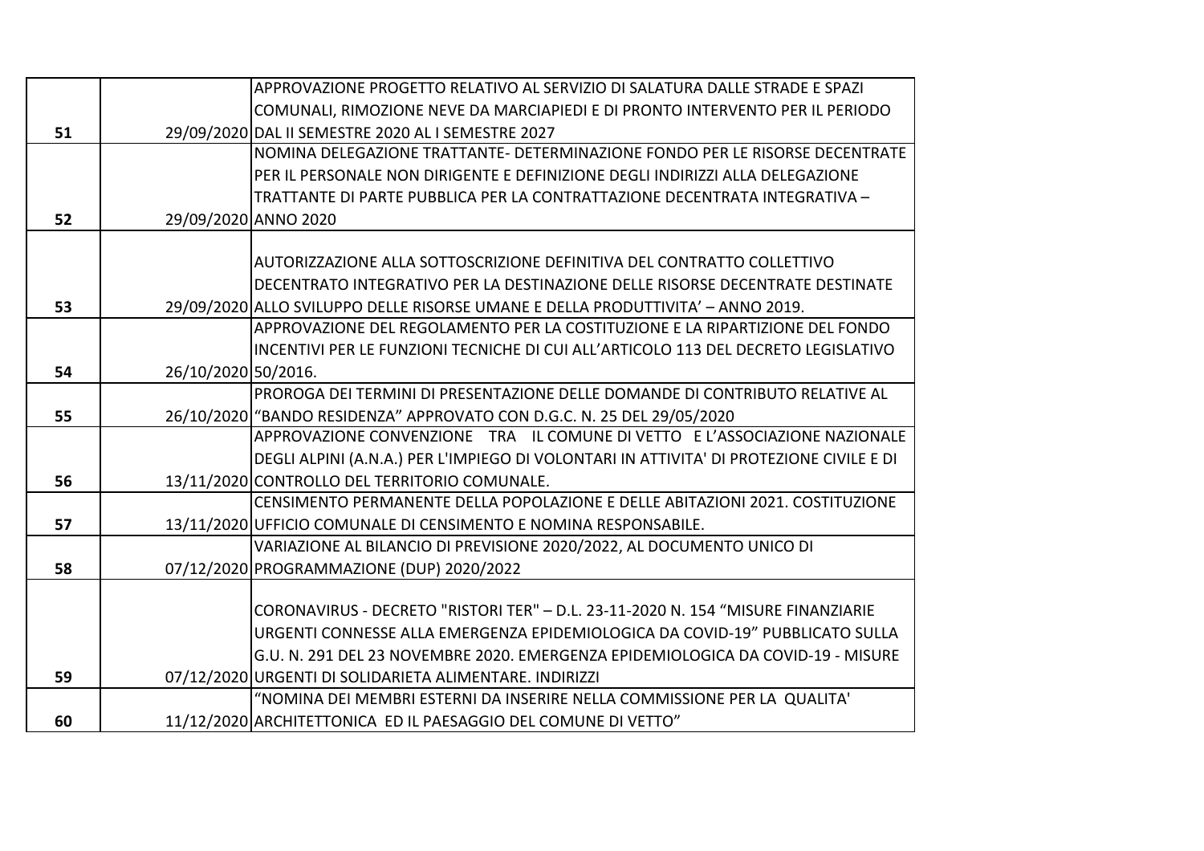| | | |
|---|---|---|
| 51 | 29/09/2020 | APPROVAZIONE PROGETTO RELATIVO AL SERVIZIO DI SALATURA DALLE STRADE E SPAZI COMUNALI, RIMOZIONE NEVE DA MARCIAPIEDI E DI PRONTO INTERVENTO PER IL PERIODO DAL II SEMESTRE 2020 AL I SEMESTRE 2027 |
| 52 | 29/09/2020 | NOMINA DELEGAZIONE TRATTANTE- DETERMINAZIONE FONDO PER LE RISORSE DECENTRATE PER IL PERSONALE NON DIRIGENTE E DEFINIZIONE DEGLI INDIRIZZI ALLA DELEGAZIONE TRATTANTE DI PARTE PUBBLICA PER LA CONTRATTAZIONE DECENTRATA INTEGRATIVA – ANNO 2020 |
| 53 | 29/09/2020 | AUTORIZZAZIONE ALLA SOTTOSCRIZIONE DEFINITIVA DEL CONTRATTO COLLETTIVO DECENTRATO INTEGRATIVO PER LA DESTINAZIONE DELLE RISORSE DECENTRATE DESTINATE ALLO SVILUPPO DELLE RISORSE UMANE E DELLA PRODUTTIVITA' – ANNO 2019. |
| 54 | 26/10/2020 | APPROVAZIONE DEL REGOLAMENTO PER LA COSTITUZIONE E LA RIPARTIZIONE DEL FONDO INCENTIVI PER LE FUNZIONI TECNICHE DI CUI ALL'ARTICOLO 113 DEL DECRETO LEGISLATIVO 50/2016. |
| 55 | 26/10/2020 | PROROGA DEI TERMINI DI PRESENTAZIONE DELLE DOMANDE DI CONTRIBUTO RELATIVE AL "BANDO RESIDENZA" APPROVATO CON D.G.C. N. 25 DEL 29/05/2020 |
| 56 | 13/11/2020 | APPROVAZIONE CONVENZIONE TRA IL COMUNE DI VETTO E L'ASSOCIAZIONE NAZIONALE DEGLI ALPINI (A.N.A.) PER L'IMPIEGO DI VOLONTARI IN ATTIVITA' DI PROTEZIONE CIVILE E DI CONTROLLO DEL TERRITORIO COMUNALE. |
| 57 | 13/11/2020 | CENSIMENTO PERMANENTE DELLA POPOLAZIONE E DELLE ABITAZIONI 2021. COSTITUZIONE UFFICIO COMUNALE DI CENSIMENTO E NOMINA RESPONSABILE. |
| 58 | 07/12/2020 | VARIAZIONE AL BILANCIO DI PREVISIONE 2020/2022, AL DOCUMENTO UNICO DI PROGRAMMAZIONE (DUP) 2020/2022 |
| 59 | 07/12/2020 | CORONAVIRUS - DECRETO "RISTORI TER" – D.L. 23-11-2020 N. 154 "MISURE FINANZIARIE URGENTI CONNESSE ALLA EMERGENZA EPIDEMIOLOGICA DA COVID-19" PUBBLICATO SULLA G.U. N. 291 DEL 23 NOVEMBRE 2020. EMERGENZA EPIDEMIOLOGICA DA COVID-19 - MISURE URGENTI DI SOLIDARIETA ALIMENTARE. INDIRIZZI |
| 60 | 11/12/2020 | "NOMINA DEI MEMBRI ESTERNI DA INSERIRE NELLA COMMISSIONE PER LA QUALITA' ARCHITETTONICA ED IL PAESAGGIO DEL COMUNE DI VETTO" |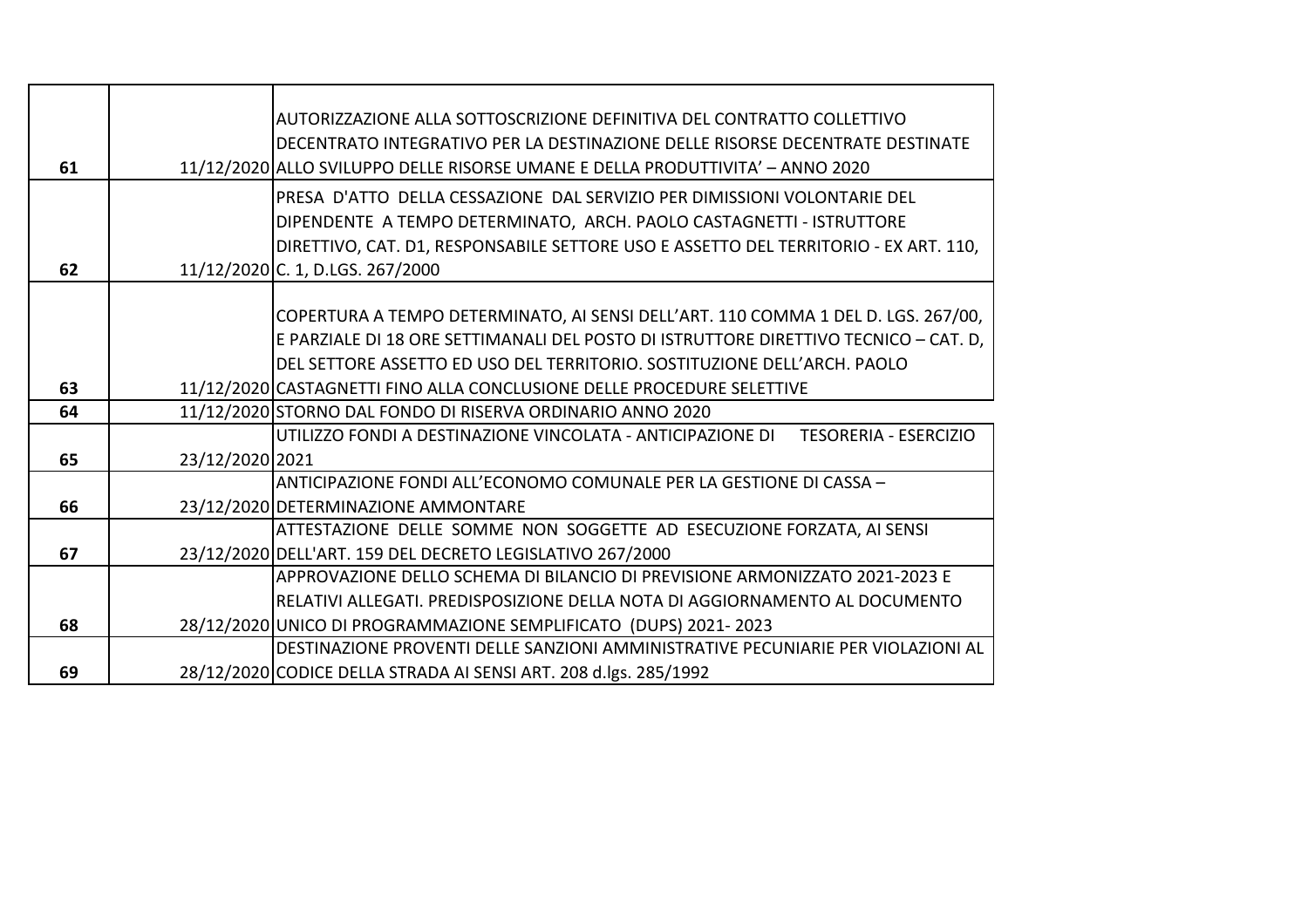| | | |
|---|---|---|
| 61 | 11/12/2020 | AUTORIZZAZIONE ALLA SOTTOSCRIZIONE DEFINITIVA DEL CONTRATTO COLLETTIVO DECENTRATO INTEGRATIVO PER LA DESTINAZIONE DELLE RISORSE DECENTRATE DESTINATE ALLO SVILUPPO DELLE RISORSE UMANE E DELLA PRODUTTIVITA' – ANNO 2020 |
| 62 | 11/12/2020 | PRESA D'ATTO DELLA CESSAZIONE DAL SERVIZIO PER DIMISSIONI VOLONTARIE DEL DIPENDENTE A TEMPO DETERMINATO, ARCH. PAOLO CASTAGNETTI - ISTRUTTORE DIRETTIVO, CAT. D1, RESPONSABILE SETTORE USO E ASSETTO DEL TERRITORIO - EX ART. 110, C. 1, D.LGS. 267/2000 |
| 63 | 11/12/2020 | COPERTURA A TEMPO DETERMINATO, AI SENSI DELL'ART. 110 COMMA 1 DEL D. LGS. 267/00, E PARZIALE DI 18 ORE SETTIMANALI DEL POSTO DI ISTRUTTORE DIRETTIVO TECNICO – CAT. D, DEL SETTORE ASSETTO ED USO DEL TERRITORIO. SOSTITUZIONE DELL'ARCH. PAOLO CASTAGNETTI FINO ALLA CONCLUSIONE DELLE PROCEDURE SELETTIVE |
| 64 | 11/12/2020 | STORNO DAL FONDO DI RISERVA ORDINARIO ANNO 2020 |
| 65 | 23/12/2020 | UTILIZZO FONDI A DESTINAZIONE VINCOLATA - ANTICIPAZIONE DI TESORERIA - ESERCIZIO 2021 |
| 66 | 23/12/2020 | ANTICIPAZIONE FONDI ALL'ECONOMO COMUNALE PER LA GESTIONE DI CASSA – DETERMINAZIONE AMMONTARE |
| 67 | 23/12/2020 | ATTESTAZIONE DELLE SOMME NON SOGGETTE AD ESECUZIONE FORZATA, AI SENSI DELL'ART. 159 DEL DECRETO LEGISLATIVO 267/2000 |
| 68 | 28/12/2020 | APPROVAZIONE DELLO SCHEMA DI BILANCIO DI PREVISIONE ARMONIZZATO 2021-2023 E RELATIVI ALLEGATI. PREDISPOSIZIONE DELLA NOTA DI AGGIORNAMENTO AL DOCUMENTO UNICO DI PROGRAMMAZIONE SEMPLIFICATO (DUPS) 2021- 2023 |
| 69 | 28/12/2020 | DESTINAZIONE PROVENTI DELLE SANZIONI AMMINISTRATIVE PECUNIARIE PER VIOLAZIONI AL CODICE DELLA STRADA AI SENSI ART. 208 d.lgs. 285/1992 |